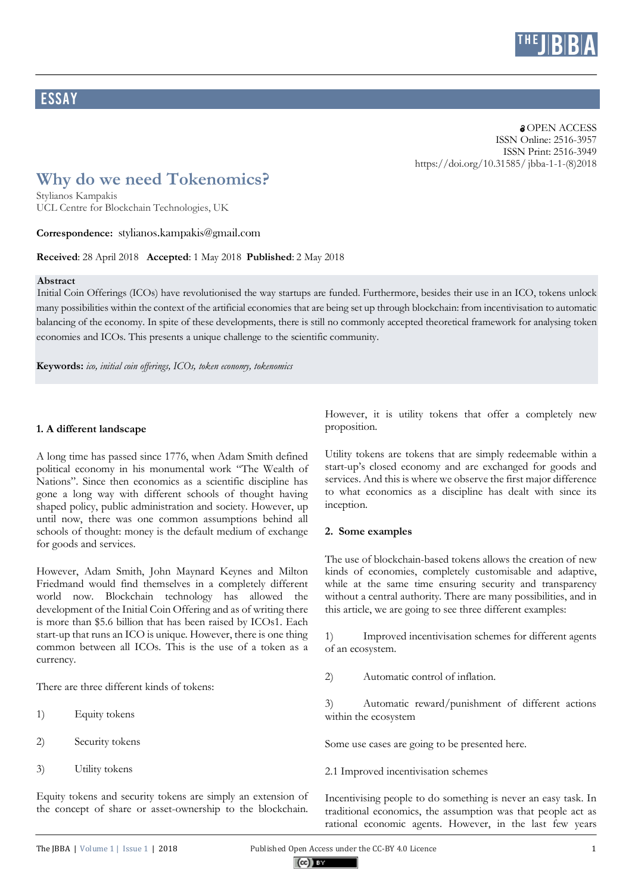ESSAY

OPEN ACCESS
ISSN Online: 2516-3957
ISSN Print: 2516-3949
https://doi.org/10.31585/ jbba-1-1-(8)2018

# Why do we need Tokenomics?

Stylianos Kampakis
UCL Centre for Blockchain Technologies, UK

**Correspondence:** stylianos.kampakis@gmail.com

**Received**: 28 April 2018 **Accepted**: 1 May 2018 **Published**: 2 May 2018

**Abstract**
Initial Coin Offerings (ICOs) have revolutionised the way startups are funded. Furthermore, besides their use in an ICO, tokens unlock many possibilities within the context of the artificial economies that are being set up through blockchain: from incentivisation to automatic balancing of the economy. In spite of these developments, there is still no commonly accepted theoretical framework for analysing token economies and ICOs. This presents a unique challenge to the scientific community.

**Keywords:** *ico, initial coin offerings, ICOs, token economy, tokenomics*

## 1. A different landscape

A long time has passed since 1776, when Adam Smith defined political economy in his monumental work "The Wealth of Nations". Since then economics as a scientific discipline has gone a long way with different schools of thought having shaped policy, public administration and society. However, up until now, there was one common assumptions behind all schools of thought: money is the default medium of exchange for goods and services.

However, Adam Smith, John Maynard Keynes and Milton Friedmand would find themselves in a completely different world now. Blockchain technology has allowed the development of the Initial Coin Offering and as of writing there is more than $5.6 billion that has been raised by ICOs1. Each start-up that runs an ICO is unique. However, there is one thing common between all ICOs. This is the use of a token as a currency.

There are three different kinds of tokens:

1) Equity tokens

2) Security tokens

3) Utility tokens

Equity tokens and security tokens are simply an extension of the concept of share or asset-ownership to the blockchain. However, it is utility tokens that offer a completely new proposition.

Utility tokens are tokens that are simply redeemable within a start-up's closed economy and are exchanged for goods and services. And this is where we observe the first major difference to what economics as a discipline has dealt with since its inception.

## 2. Some examples

The use of blockchain-based tokens allows the creation of new kinds of economies, completely customisable and adaptive, while at the same time ensuring security and transparency without a central authority. There are many possibilities, and in this article, we are going to see three different examples:

1) Improved incentivisation schemes for different agents of an ecosystem.

2) Automatic control of inflation.

3) Automatic reward/punishment of different actions within the ecosystem

Some use cases are going to be presented here.

### 2.1 Improved incentivisation schemes

Incentivising people to do something is never an easy task. In traditional economics, the assumption was that people act as rational economic agents. However, in the last few years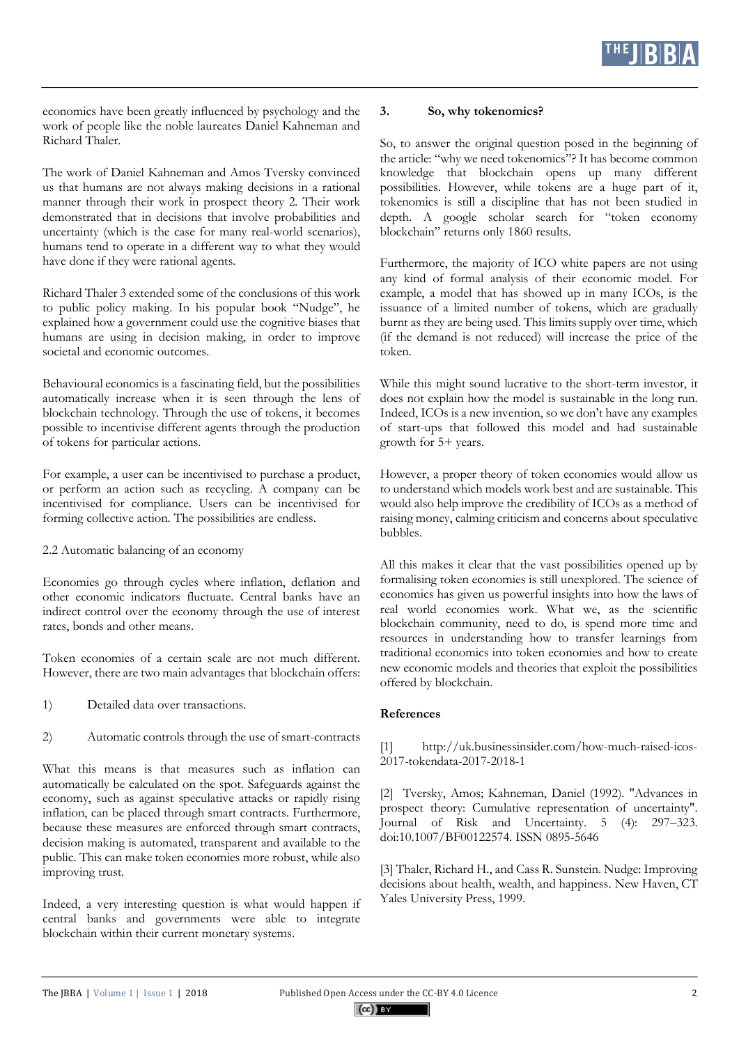economics have been greatly influenced by psychology and the work of people like the noble laureates Daniel Kahneman and Richard Thaler.

The work of Daniel Kahneman and Amos Tversky convinced us that humans are not always making decisions in a rational manner through their work in prospect theory 2. Their work demonstrated that in decisions that involve probabilities and uncertainty (which is the case for many real-world scenarios), humans tend to operate in a different way to what they would have done if they were rational agents.

Richard Thaler 3 extended some of the conclusions of this work to public policy making. In his popular book "Nudge", he explained how a government could use the cognitive biases that humans are using in decision making, in order to improve societal and economic outcomes.

Behavioural economics is a fascinating field, but the possibilities automatically increase when it is seen through the lens of blockchain technology. Through the use of tokens, it becomes possible to incentivise different agents through the production of tokens for particular actions.

For example, a user can be incentivised to purchase a product, or perform an action such as recycling. A company can be incentivised for compliance. Users can be incentivised for forming collective action. The possibilities are endless.

2.2 Automatic balancing of an economy

Economies go through cycles where inflation, deflation and other economic indicators fluctuate. Central banks have an indirect control over the economy through the use of interest rates, bonds and other means.

Token economies of a certain scale are not much different. However, there are two main advantages that blockchain offers:

1) Detailed data over transactions.

2) Automatic controls through the use of smart-contracts

What this means is that measures such as inflation can automatically be calculated on the spot. Safeguards against the economy, such as against speculative attacks or rapidly rising inflation, can be placed through smart contracts. Furthermore, because these measures are enforced through smart contracts, decision making is automated, transparent and available to the public. This can make token economies more robust, while also improving trust.

Indeed, a very interesting question is what would happen if central banks and governments were able to integrate blockchain within their current monetary systems.

## 3. So, why tokenomics?

So, to answer the original question posed in the beginning of the article: "why we need tokenomics"? It has become common knowledge that blockchain opens up many different possibilities. However, while tokens are a huge part of it, tokenomics is still a discipline that has not been studied in depth. A google scholar search for "token economy blockchain" returns only 1860 results.

Furthermore, the majority of ICO white papers are not using any kind of formal analysis of their economic model. For example, a model that has showed up in many ICOs, is the issuance of a limited number of tokens, which are gradually burnt as they are being used. This limits supply over time, which (if the demand is not reduced) will increase the price of the token.

While this might sound lucrative to the short-term investor, it does not explain how the model is sustainable in the long run. Indeed, ICOs is a new invention, so we don't have any examples of start-ups that followed this model and had sustainable growth for 5+ years.

However, a proper theory of token economies would allow us to understand which models work best and are sustainable. This would also help improve the credibility of ICOs as a method of raising money, calming criticism and concerns about speculative bubbles.

All this makes it clear that the vast possibilities opened up by formalising token economies is still unexplored. The science of economics has given us powerful insights into how the laws of real world economies work. What we, as the scientific blockchain community, need to do, is spend more time and resources in understanding how to transfer learnings from traditional economics into token economies and how to create new economic models and theories that exploit the possibilities offered by blockchain.

## References

[1] http://uk.businessinsider.com/how-much-raised-icos-2017-tokendata-2017-2018-1

[2] Tversky, Amos; Kahneman, Daniel (1992). "Advances in prospect theory: Cumulative representation of uncertainty". Journal of Risk and Uncertainty. 5 (4): 297–323. doi:10.1007/BF00122574. ISSN 0895-5646

[3] Thaler, Richard H., and Cass R. Sunstein. Nudge: Improving decisions about health, wealth, and happiness. New Haven, CT Yales University Press, 1999.